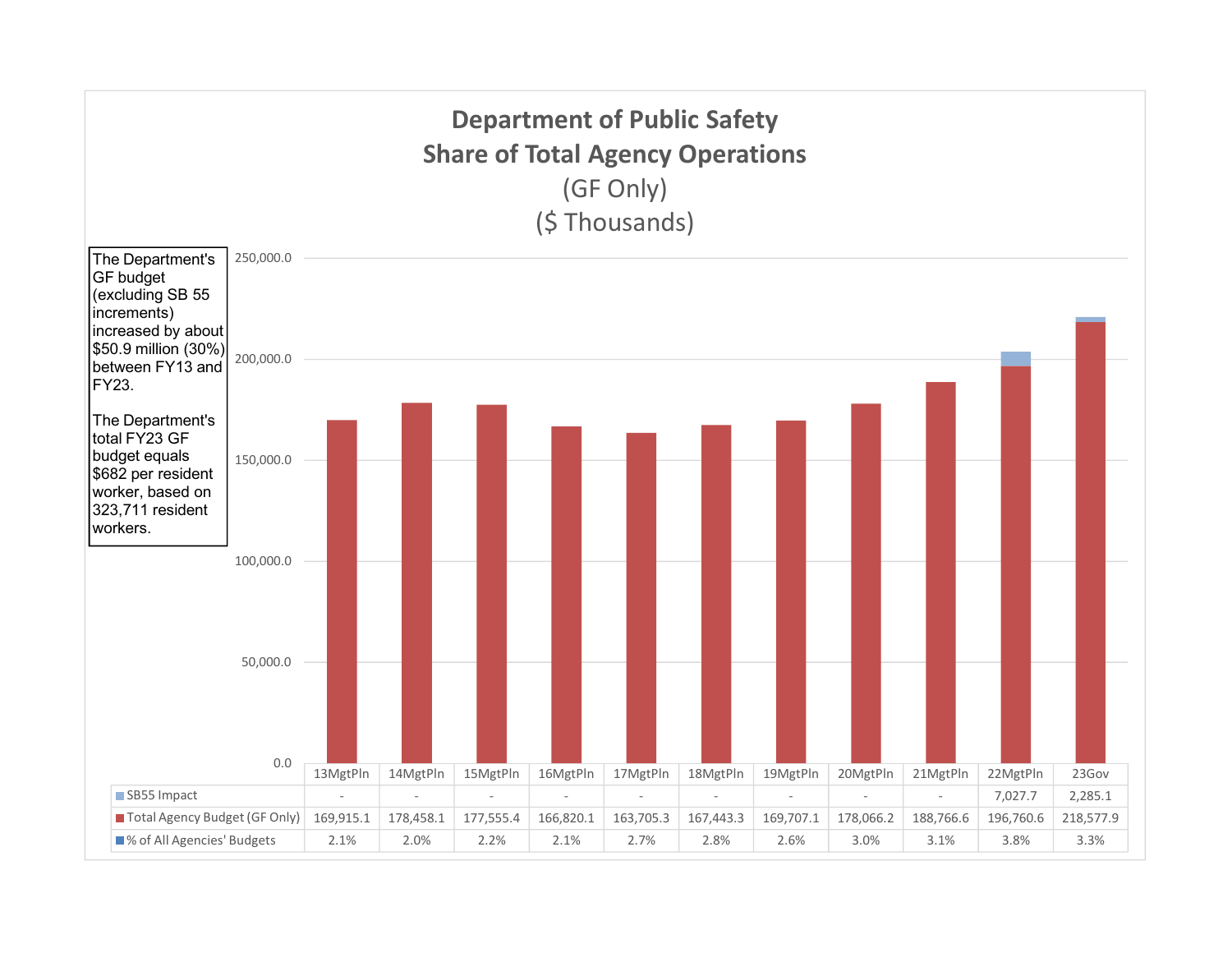# Department of Public Safety
## Share of Total Agency Operations
(GF Only)
($ Thousands)

The Department's GF budget (excluding SB 55 increments) increased by about $50.9 million (30%) between FY13 and FY23.

The Department's total FY23 GF budget equals $682 per resident worker, based on 323,711 resident workers.

| | 13MgtPln | 14MgtPln | 15MgtPln | 16MgtPln | 17MgtPln | 18MgtPln | 19MgtPln | 20MgtPln | 21MgtPln | 22MgtPln | 23Gov |
|---|---|---|---|---|---|---|---|---|---|---|---|
| SB55 Impact | - | - | - | - | - | - | - | - | - | 7,027.7 | 2,285.1 |
| Total Agency Budget (GF Only) | 169,915.1 | 178,458.1 | 177,555.4 | 166,820.1 | 163,705.3 | 167,443.3 | 169,707.1 | 178,066.2 | 188,766.6 | 196,760.6 | 218,577.9 |
| % of All Agencies' Budgets | 2.1% | 2.0% | 2.2% | 2.1% | 2.7% | 2.8% | 2.6% | 3.0% | 3.1% | 3.8% | 3.3% |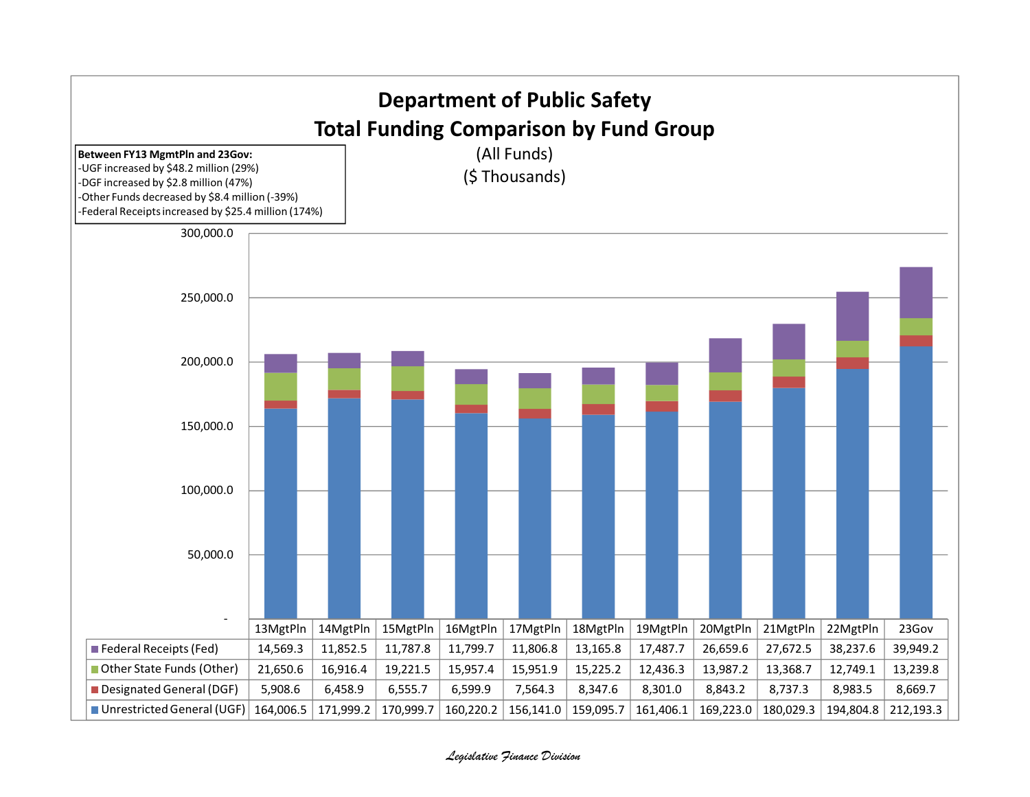# Department of Public Safety

## Total Funding Comparison by Fund Group

(All Funds)

($ Thousands)

**Between FY13 MgmtPln and 23Gov:**

- -UGF increased by $48.2 million (29%)
- -DGF increased by $2.8 million (47%)
- -Other Funds decreased by $8.4 million (-39%)
- -Federal Receipts increased by $25.4 million (174%)

| | 13MgtPln | 14MgtPln | 15MgtPln | 16MgtPln | 17MgtPln | 18MgtPln | 19MgtPln | 20MgtPln | 21MgtPln | 22MgtPln | 23Gov |
|---|---|---|---|---|---|---|---|---|---|---|---|
| Federal Receipts (Fed) | 14,569.3 | 11,852.5 | 11,787.8 | 11,799.7 | 11,806.8 | 13,165.8 | 17,487.7 | 26,659.6 | 27,672.5 | 38,237.6 | 39,949.2 |
| Other State Funds (Other) | 21,650.6 | 16,916.4 | 19,221.5 | 15,957.4 | 15,951.9 | 15,225.2 | 12,436.3 | 13,987.2 | 13,368.7 | 12,749.1 | 13,239.8 |
| Designated General (DGF) | 5,908.6 | 6,458.9 | 6,555.7 | 6,599.9 | 7,564.3 | 8,347.6 | 8,301.0 | 8,843.2 | 8,737.3 | 8,983.5 | 8,669.7 |
| Unrestricted General (UGF) | 164,006.5 | 171,999.2 | 170,999.7 | 160,220.2 | 156,141.0 | 159,095.7 | 161,406.1 | 169,223.0 | 180,029.3 | 194,804.8 | 212,193.3 |

*Legislative Finance Division*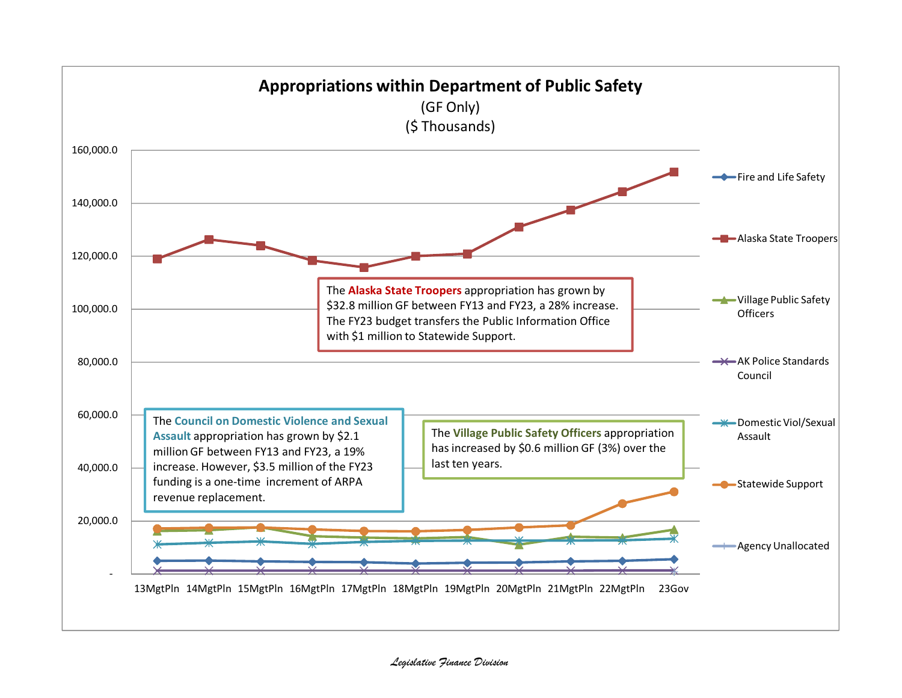# Appropriations within Department of Public Safety

(GF Only)

($ Thousands)

160,000.0
140,000.0
120,000.0
100,000.0
80,000.0
60,000.0
40,000.0
20,000.0
-

13MgtPln 14MgtPln 15MgtPln 16MgtPln 17MgtPln 18MgtPln 19MgtPln 20MgtPln 21MgtPln 22MgtPln 23Gov

Fire and Life Safety
Alaska State Troopers
Village Public Safety Officers
AK Police Standards Council
Domestic Viol/Sexual Assault
Statewide Support
Agency Unallocated

The **Alaska State Troopers** appropriation has grown by $32.8 million GF between FY13 and FY23, a 28% increase. The FY23 budget transfers the Public Information Office with $1 million to Statewide Support.

The **Council on Domestic Violence and Sexual Assault** appropriation has grown by $2.1 million GF between FY13 and FY23, a 19% increase. However, $3.5 million of the FY23 funding is a one-time increment of ARPA revenue replacement.

The **Village Public Safety Officers** appropriation has increased by $0.6 million GF (3%) over the last ten years.

*Legislative Finance Division*